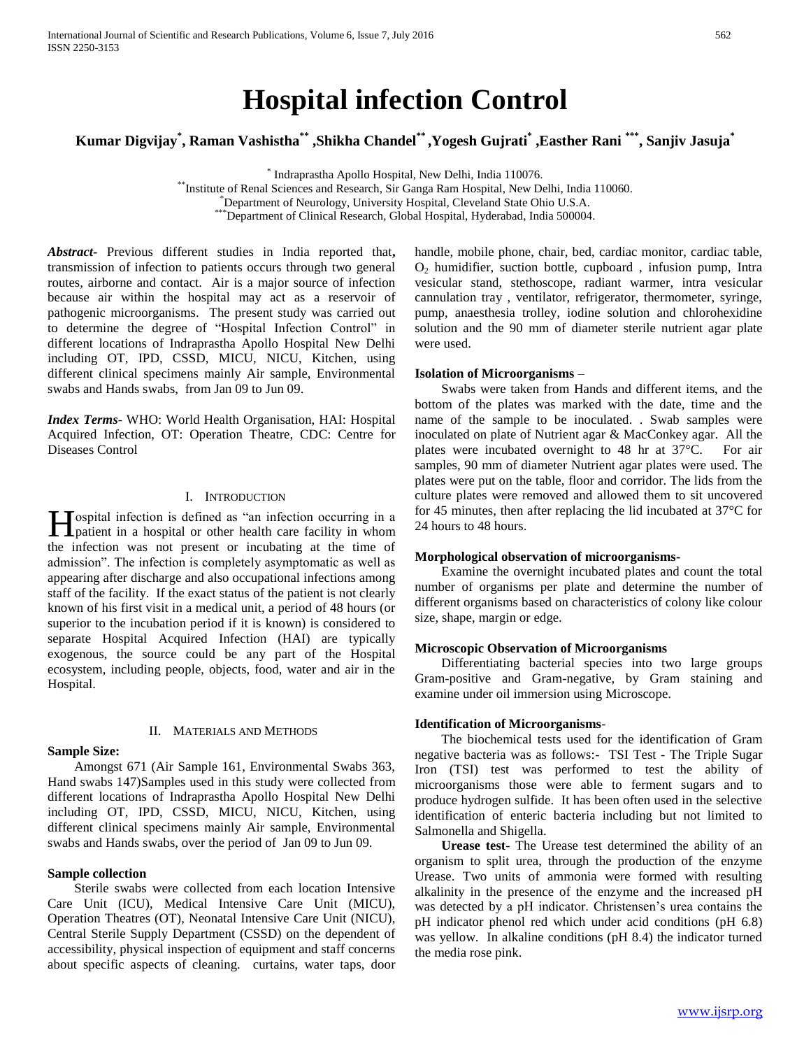# Hospital infection Control

**Kumar Digvijay[*], Raman Vashistha[**], Shikha Chandel[**], Yogesh Gujrati[*], Easther Rani[***], Sanjiv Jasuja[*]**

[*] Indraprastha Apollo Hospital, New Delhi, India 110076.
[**] Institute of Renal Sciences and Research, Sir Ganga Ram Hospital, New Delhi, India 110060.
[*] Department of Neurology, University Hospital, Cleveland State Ohio U.S.A.
[***] Department of Clinical Research, Global Hospital, Hyderabad, India 500004.

***Abstract*-** Previous different studies in India reported that**,** transmission of infection to patients occurs through two general routes, airborne and contact. Air is a major source of infection because air within the hospital may act as a reservoir of pathogenic microorganisms. The present study was carried out to determine the degree of "Hospital Infection Control" in different locations of Indraprastha Apollo Hospital New Delhi including OT, IPD, CSSD, MICU, NICU, Kitchen, using different clinical specimens mainly Air sample, Environmental swabs and Hands swabs, from Jan 09 to Jun 09.

***Index Terms*-** WHO: World Health Organisation, HAI: Hospital Acquired Infection, OT: Operation Theatre, CDC: Centre for Diseases Control

## I. Introduction

Hospital infection is defined as "an infection occurring in a patient in a hospital or other health care facility in whom the infection was not present or incubating at the time of admission". The infection is completely asymptomatic as well as appearing after discharge and also occupational infections among staff of the facility. If the exact status of the patient is not clearly known of his first visit in a medical unit, a period of 48 hours (or superior to the incubation period if it is known) is considered to separate Hospital Acquired Infection (HAI) are typically exogenous, the source could be any part of the Hospital ecosystem, including people, objects, food, water and air in the Hospital.

## II. Materials and Methods

**Sample Size:**

Amongst 671 (Air Sample 161, Environmental Swabs 363, Hand swabs 147)Samples used in this study were collected from different locations of Indraprastha Apollo Hospital New Delhi including OT, IPD, CSSD, MICU, NICU, Kitchen, using different clinical specimens mainly Air sample, Environmental swabs and Hands swabs, over the period of Jan 09 to Jun 09.

**Sample collection**

Sterile swabs were collected from each location Intensive Care Unit (ICU), Medical Intensive Care Unit (MICU), Operation Theatres (OT), Neonatal Intensive Care Unit (NICU), Central Sterile Supply Department (CSSD) on the dependent of accessibility, physical inspection of equipment and staff concerns about specific aspects of cleaning. curtains, water taps, door handle, mobile phone, chair, bed, cardiac monitor, cardiac table, $O_2$ humidifier, suction bottle, cupboard , infusion pump, Intra vesicular stand, stethoscope, radiant warmer, intra vesicular cannulation tray , ventilator, refrigerator, thermometer, syringe, pump, anaesthesia trolley, iodine solution and chlorohexidine solution and the 90 mm of diameter sterile nutrient agar plate were used.

**Isolation of Microorganisms** –

Swabs were taken from Hands and different items, and the bottom of the plates was marked with the date, time and the name of the sample to be inoculated. . Swab samples were inoculated on plate of Nutrient agar & MacConkey agar. All the plates were incubated overnight to 48 hr at 37°C. For air samples, 90 mm of diameter Nutrient agar plates were used. The plates were put on the table, floor and corridor. The lids from the culture plates were removed and allowed them to sit uncovered for 45 minutes, then after replacing the lid incubated at 37°C for 24 hours to 48 hours.

**Morphological observation of microorganisms-**

Examine the overnight incubated plates and count the total number of organisms per plate and determine the number of different organisms based on characteristics of colony like colour size, shape, margin or edge.

**Microscopic Observation of Microorganisms**

Differentiating bacterial species into two large groups Gram-positive and Gram-negative, by Gram staining and examine under oil immersion using Microscope.

**Identification of Microorganisms-**

The biochemical tests used for the identification of Gram negative bacteria was as follows:- TSI Test - The Triple Sugar Iron (TSI) test was performed to test the ability of microorganisms those were able to ferment sugars and to produce hydrogen sulfide. It has been often used in the selective identification of enteric bacteria including but not limited to Salmonella and Shigella.

**Urease test**- The Urease test determined the ability of an organism to split urea, through the production of the enzyme Urease. Two units of ammonia were formed with resulting alkalinity in the presence of the enzyme and the increased pH was detected by a pH indicator. Christensen's urea contains the pH indicator phenol red which under acid conditions (pH 6.8) was yellow. In alkaline conditions (pH 8.4) the indicator turned the media rose pink.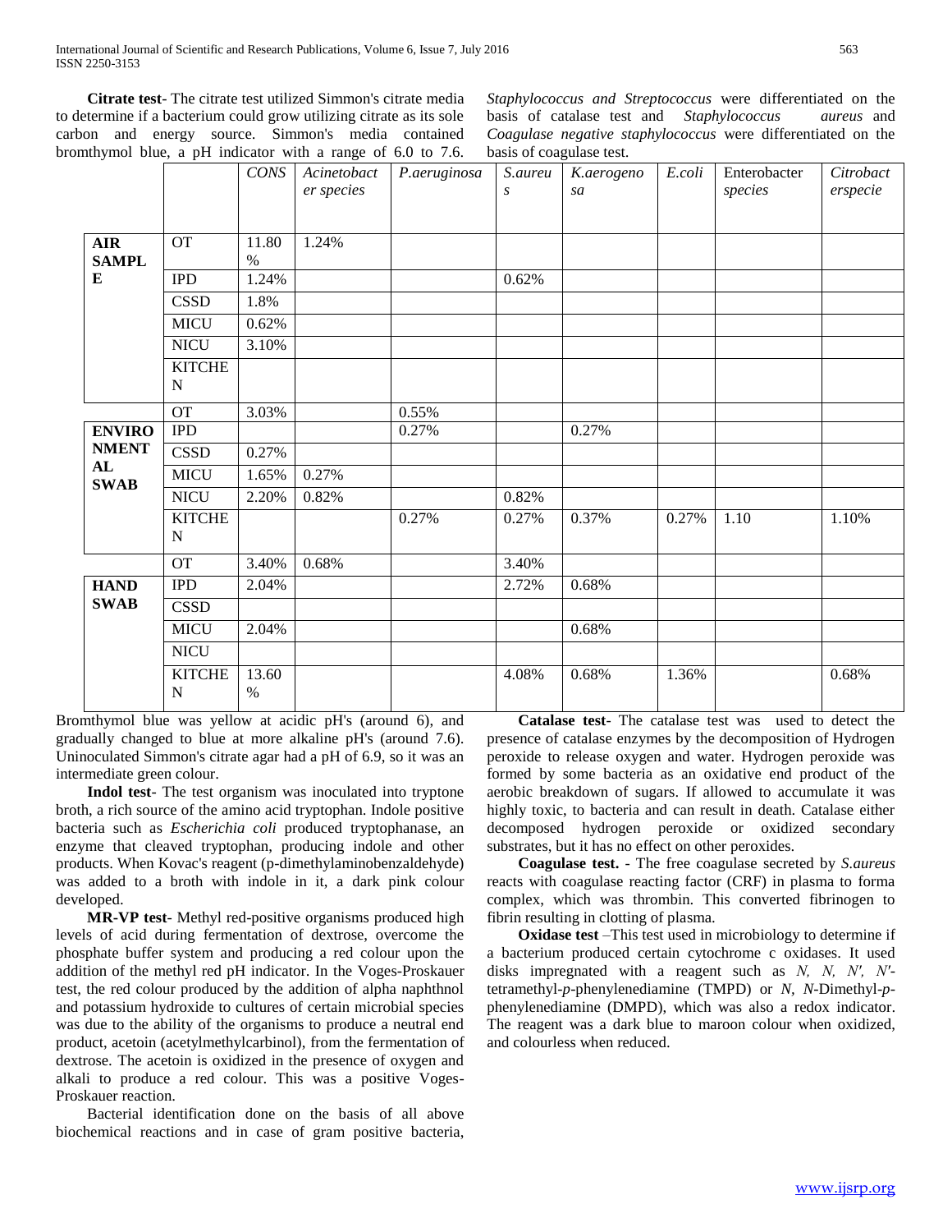**Citrate test**- The citrate test utilized Simmon's citrate media to determine if a bacterium could grow utilizing citrate as its sole carbon and energy source. Simmon's media contained bromthymol blue, a pH indicator with a range of 6.0 to 7.6. Bromthymol blue was yellow at acidic pH's (around 6), and gradually changed to blue at more alkaline pH's (around 7.6). Uninoculated Simmon's citrate agar had a pH of 6.9, so it was an intermediate green colour.

**Indol test**- The test organism was inoculated into tryptone broth, a rich source of the amino acid tryptophan. Indole positive bacteria such as *Escherichia coli* produced tryptophanase, an enzyme that cleaved tryptophan, producing indole and other products. When Kovac's reagent (p-dimethylaminobenzaldehyde) was added to a broth with indole in it, a dark pink colour developed.

**MR-VP test**- Methyl red-positive organisms produced high levels of acid during fermentation of dextrose, overcome the phosphate buffer system and producing a red colour upon the addition of the methyl red pH indicator. In the Voges-Proskauer test, the red colour produced by the addition of alpha naphthnol and potassium hydroxide to cultures of certain microbial species was due to the ability of the organisms to produce a neutral end product, acetoin (acetylmethylcarbinol), from the fermentation of dextrose. The acetoin is oxidized in the presence of oxygen and alkali to produce a red colour. This was a positive Voges-Proskauer reaction.

Bacterial identification done on the basis of all above biochemical reactions and in case of gram positive bacteria, *Staphylococcus and Streptococcus* were differentiated on the basis of catalase test and *Staphylococcus aureus* and *Coagulase negative staphylococcus* were differentiated on the basis of coagulase test.

| | | *CONS* | *Acinetobacter species* | *P.aeruginosa* | *S.aureus* | *K.aerogenosa* | *E.coli* | Enterobacter species | *Citrobacter specie* |
|---|---|---|---|---|---|---|---|---|---|
| **AIR SAMPLE** | OT | 11.80 % | 1.24% | | | | | | |
| | IPD | 1.24% | | | 0.62% | | | | |
| | CSSD | 1.8% | | | | | | | |
| | MICU | 0.62% | | | | | | | |
| | NICU | 3.10% | | | | | | | |
| | KITCHEN | | | | | | | | |
| **ENVIRONMENTAL SWAB** | OT | 3.03% | | 0.55% | | | | | |
| | IPD | | | 0.27% | | 0.27% | | | |
| | CSSD | 0.27% | | | | | | | |
| | MICU | 1.65% | 0.27% | | | | | | |
| | NICU | 2.20% | 0.82% | | 0.82% | | | | |
| | KITCHEN | | | 0.27% | 0.27% | 0.37% | 0.27% | 1.10 | 1.10% |
| **HAND SWAB** | OT | 3.40% | 0.68% | | 3.40% | | | | |
| | IPD | 2.04% | | | 2.72% | 0.68% | | | |
| | CSSD | | | | | | | | |
| | MICU | 2.04% | | | | 0.68% | | | |
| | NICU | | | | | | | | |
| | KITCHEN | 13.60 % | | | 4.08% | 0.68% | 1.36% | | 0.68% |

**Catalase test**- The catalase test was used to detect the presence of catalase enzymes by the decomposition of Hydrogen peroxide to release oxygen and water. Hydrogen peroxide was formed by some bacteria as an oxidative end product of the aerobic breakdown of sugars. If allowed to accumulate it was highly toxic, to bacteria and can result in death. Catalase either decomposed hydrogen peroxide or oxidized secondary substrates, but it has no effect on other peroxides.

**Coagulase test.** - The free coagulase secreted by *S.aureus* reacts with coagulase reacting factor (CRF) in plasma to forma complex, which was thrombin. This converted fibrinogen to fibrin resulting in clotting of plasma.

**Oxidase test** –This test used in microbiology to determine if a bacterium produced certain cytochrome c oxidases. It used disks impregnated with a reagent such as *N, N, N′, N′*-tetramethyl-*p*-phenylenediamine (TMPD) or *N, N*-Dimethyl-*p*-phenylenediamine (DMPD), which was also a redox indicator. The reagent was a dark blue to maroon colour when oxidized, and colourless when reduced.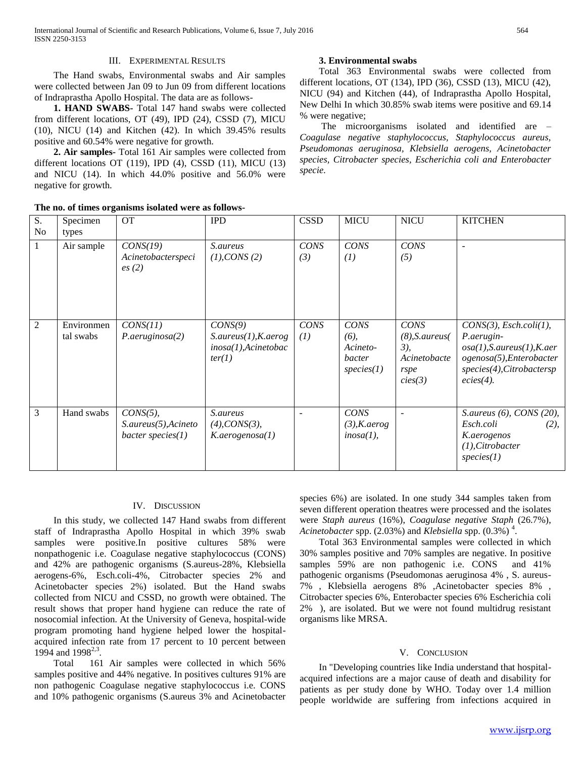## III. Experimental Results

The Hand swabs, Environmental swabs and Air samples were collected between Jan 09 to Jun 09 from different locations of Indraprastha Apollo Hospital. The data are as follows-

**1. HAND SWABS-** Total 147 hand swabs were collected from different locations, OT (49), IPD (24), CSSD (7), MICU (10), NICU (14) and Kitchen (42). In which 39.45% results positive and 60.54% were negative for growth.

**2. Air samples-** Total 161 Air samples were collected from different locations OT (119), IPD (4), CSSD (11), MICU (13) and NICU (14). In which 44.0% positive and 56.0% were negative for growth.

**3. Environmental swabs**

Total 363 Environmental swabs were collected from different locations, OT (134), IPD (36), CSSD (13), MICU (42), NICU (94) and Kitchen (44), of Indraprastha Apollo Hospital, New Delhi In which 30.85% swab items were positive and 69.14 % were negative;

The microorganisms isolated and identified are – *Coagulase negative staphylococcus, Staphylococcus aureus, Pseudomonas aeruginosa, Klebsiella aerogens, Acinetobacter species, Citrobacter species, Escherichia coli and Enterobacter specie.*

**The no. of times organisms isolated were as follows-**

| S. No | Specimen types | OT | IPD | CSSD | MICU | NICU | KITCHEN |
|---|---|---|---|---|---|---|---|
| 1 | Air sample | *CONS(19) Acinetobacterspecies (2)* | *S.aureus (1),CONS (2)* | *CONS (3)* | *CONS (1)* | *CONS (5)* | - |
| 2 | Environmental swabs | *CONS(11) P.aeruginosa(2)* | *CONS(9) S.aureus(1),K.aeroginosa(1),Acinetobacter(1)* | *CONS (1)* | *CONS (6), Acineto-bacter species(1)* | *CONS (8),S.aureus(3), Acinetobacterspecies(3)* | *CONS(3), Esch.coli(1), P.aerugin-osa(1),S.aureus(1),K.aerogenosa(5),Enterobacter species(4),Citrobacterspecies(4).* |
| 3 | Hand swabs | *CONS(5), S.aureus(5),Acinetobacter species(1)* | *S.aureus (4),CONS(3), K.aerogenosa(1)* | - | *CONS (3),K.aeroginosa(1),* | - | *S.aureus (6), CONS (20), Esch.coli (2), K.aerogenos (1),Citrobacter species(1)* |

## IV. Discussion

In this study, we collected 147 Hand swabs from different staff of Indraprastha Apollo Hospital in which 39% swab samples were positive.In positive cultures 58% were nonpathogenic i.e. Coagulase negative staphylococcus (CONS) and 42% are pathogenic organisms (S.aureus-28%, Klebsiella aerogens-6%, Esch.coli-4%, Citrobacter species 2% and Acinetobacter species 2%) isolated. But the Hand swabs collected from NICU and CSSD, no growth were obtained. The result shows that proper hand hygiene can reduce the rate of nosocomial infection. At the University of Geneva, hospital-wide program promoting hand hygiene helped lower the hospital-acquired infection rate from 17 percent to 10 percent between 1994 and 1998[2,3].

Total 161 Air samples were collected in which 56% samples positive and 44% negative. In positives cultures 91% are non pathogenic Coagulase negative staphylococcus i.e. CONS and 10% pathogenic organisms (S.aureus 3% and Acinetobacter species 6%) are isolated. In one study 344 samples taken from seven different operation theatres were processed and the isolates were *Staph aureus* (16%), *Coagulase negative Staph* (26.7%), *Acinetobacter* spp. (2.03%) and *Klebsiella* spp. (0.3%) [4].

Total 363 Environmental samples were collected in which 30% samples positive and 70% samples are negative. In positive samples 59% are non pathogenic i.e. CONS and 41% pathogenic organisms (Pseudomonas aeruginosa 4% , S. aureus-7% , Klebsiella aerogens 8% ,Acinetobacter species 8% , Citrobacter species 6%, Enterobacter species 6% Escherichia coli 2% ), are isolated. But we were not found multidrug resistant organisms like MRSA.

## V. Conclusion

In "Developing countries like India understand that hospital-acquired infections are a major cause of death and disability for patients as per study done by WHO. Today over 1.4 million people worldwide are suffering from infections acquired in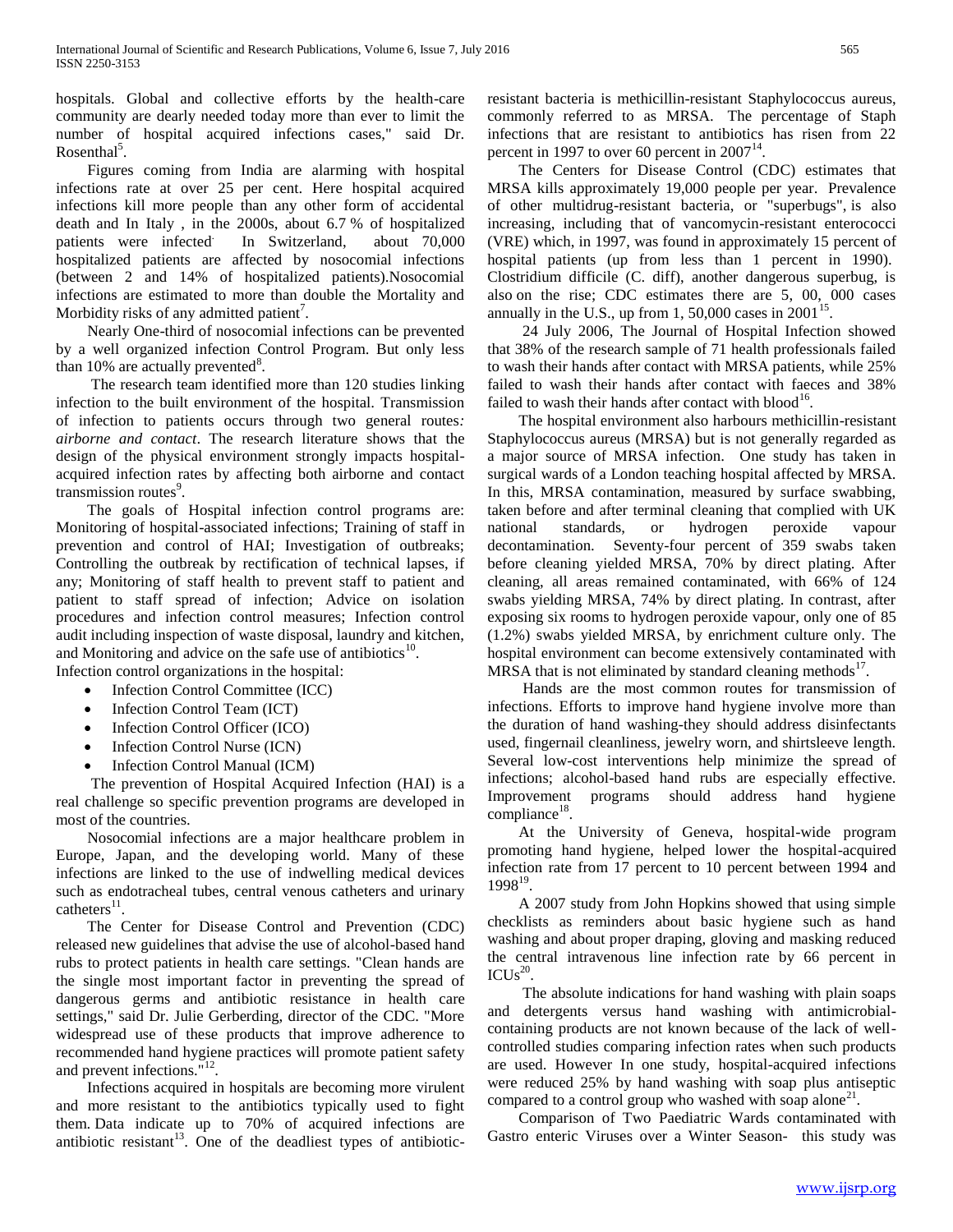hospitals. Global and collective efforts by the health-care community are dearly needed today more than ever to limit the number of hospital acquired infections cases," said Dr. Rosenthal[5].

Figures coming from India are alarming with hospital infections rate at over 25 per cent. Here hospital acquired infections kill more people than any other form of accidental death and In Italy , in the 2000s, about 6.7 % of hospitalized patients were infected. In Switzerland, about 70,000 hospitalized patients are affected by nosocomial infections (between 2 and 14% of hospitalized patients).Nosocomial infections are estimated to more than double the Mortality and Morbidity risks of any admitted patient[7].

Nearly One-third of nosocomial infections can be prevented by a well organized infection Control Program. But only less than 10% are actually prevented[8].

The research team identified more than 120 studies linking infection to the built environment of the hospital. Transmission of infection to patients occurs through two general routes*: airborne and contact*. The research literature shows that the design of the physical environment strongly impacts hospital-acquired infection rates by affecting both airborne and contact transmission routes[9].

The goals of Hospital infection control programs are: Monitoring of hospital-associated infections; Training of staff in prevention and control of HAI; Investigation of outbreaks; Controlling the outbreak by rectification of technical lapses, if any; Monitoring of staff health to prevent staff to patient and patient to staff spread of infection; Advice on isolation procedures and infection control measures; Infection control audit including inspection of waste disposal, laundry and kitchen, and Monitoring and advice on the safe use of antibiotics[10].

Infection control organizations in the hospital:

- Infection Control Committee (ICC)
- Infection Control Team (ICT)
- Infection Control Officer (ICO)
- Infection Control Nurse (ICN)
- Infection Control Manual (ICM)

The prevention of Hospital Acquired Infection (HAI) is a real challenge so specific prevention programs are developed in most of the countries.

Nosocomial infections are a major healthcare problem in Europe, Japan, and the developing world. Many of these infections are linked to the use of indwelling medical devices such as endotracheal tubes, central venous catheters and urinary catheters[11].

The Center for Disease Control and Prevention (CDC) released new guidelines that advise the use of alcohol-based hand rubs to protect patients in health care settings. "Clean hands are the single most important factor in preventing the spread of dangerous germs and antibiotic resistance in health care settings," said Dr. Julie Gerberding, director of the CDC. "More widespread use of these products that improve adherence to recommended hand hygiene practices will promote patient safety and prevent infections."[12].

Infections acquired in hospitals are becoming more virulent and more resistant to the antibiotics typically used to fight them. Data indicate up to 70% of acquired infections are antibiotic resistant[13]. One of the deadliest types of antibiotic-resistant bacteria is methicillin-resistant Staphylococcus aureus, commonly referred to as MRSA. The percentage of Staph infections that are resistant to antibiotics has risen from 22 percent in 1997 to over 60 percent in 2007[14].

The Centers for Disease Control (CDC) estimates that MRSA kills approximately 19,000 people per year. Prevalence of other multidrug-resistant bacteria, or "superbugs", is also increasing, including that of vancomycin-resistant enterococci (VRE) which, in 1997, was found in approximately 15 percent of hospital patients (up from less than 1 percent in 1990). Clostridium difficile (C. diff), another dangerous superbug, is also on the rise; CDC estimates there are 5, 00, 000 cases annually in the U.S., up from 1, 50,000 cases in 2001[15].

24 July 2006, The Journal of Hospital Infection showed that 38% of the research sample of 71 health professionals failed to wash their hands after contact with MRSA patients, while 25% failed to wash their hands after contact with faeces and 38% failed to wash their hands after contact with blood[16].

The hospital environment also harbours methicillin-resistant Staphylococcus aureus (MRSA) but is not generally regarded as a major source of MRSA infection. One study has taken in surgical wards of a London teaching hospital affected by MRSA. In this, MRSA contamination, measured by surface swabbing, taken before and after terminal cleaning that complied with UK national standards, or hydrogen peroxide vapour decontamination. Seventy-four percent of 359 swabs taken before cleaning yielded MRSA, 70% by direct plating. After cleaning, all areas remained contaminated, with 66% of 124 swabs yielding MRSA, 74% by direct plating. In contrast, after exposing six rooms to hydrogen peroxide vapour, only one of 85 (1.2%) swabs yielded MRSA, by enrichment culture only. The hospital environment can become extensively contaminated with MRSA that is not eliminated by standard cleaning methods[17].

Hands are the most common routes for transmission of infections. Efforts to improve hand hygiene involve more than the duration of hand washing-they should address disinfectants used, fingernail cleanliness, jewelry worn, and shirtsleeve length. Several low-cost interventions help minimize the spread of infections; alcohol-based hand rubs are especially effective. Improvement programs should address hand hygiene compliance[18].

At the University of Geneva, hospital-wide program promoting hand hygiene, helped lower the hospital-acquired infection rate from 17 percent to 10 percent between 1994 and 1998[19].

A 2007 study from John Hopkins showed that using simple checklists as reminders about basic hygiene such as hand washing and about proper draping, gloving and masking reduced the central intravenous line infection rate by 66 percent in ICUs[20].

The absolute indications for hand washing with plain soaps and detergents versus hand washing with antimicrobial-containing products are not known because of the lack of well-controlled studies comparing infection rates when such products are used. However In one study, hospital-acquired infections were reduced 25% by hand washing with soap plus antiseptic compared to a control group who washed with soap alone[21].

Comparison of Two Paediatric Wards contaminated with Gastro enteric Viruses over a Winter Season- this study was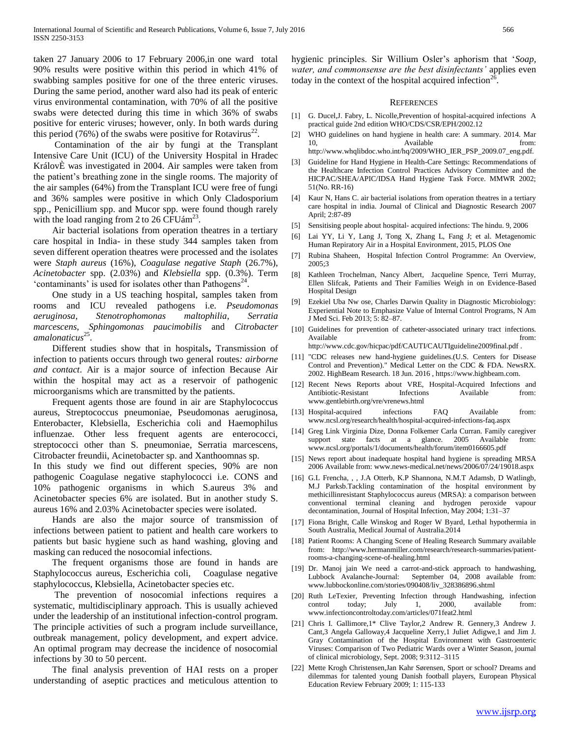taken 27 January 2006 to 17 February 2006,in one ward total 90% results were positive within this period in which 41% of swabbing samples positive for one of the three enteric viruses. During the same period, another ward also had its peak of enteric virus environmental contamination, with 70% of all the positive swabs were detected during this time in which 36% of swabs positive for enteric viruses; however, only. In both wards during this period (76%) of the swabs were positive for Rotavirus[22].

Contamination of the air by fungi at the Transplant Intensive Care Unit (ICU) of the University Hospital in Hradec KrálovÈ was investigated in 2004. Air samples were taken from the patient's breathing zone in the single rooms. The majority of the air samples (64%) from the Transplant ICU were free of fungi and 36% samples were positive in which Only Cladosporium spp., Penicillium spp. and Mucor spp. were found though rarely with the load ranging from 2 to 26 CFUám[23].

Air bacterial isolations from operation theatres in a tertiary care hospital in India- in these study 344 samples taken from seven different operation theatres were processed and the isolates were *Staph aureus* (16%), *Coagulase negative Staph* (26.7%), *Acinetobacter* spp. (2.03%) and *Klebsiella* spp. (0.3%). Term 'contaminants' is used for isolates other than Pathogens[24].

One study in a US teaching hospital, samples taken from rooms and ICU revealed pathogens i.e. *Pseudomonas aeruginosa, Stenotrophomonas maltophilia*, *Serratia marcescens*, *Sphingomonas paucimobilis* and *Citrobacter amalonaticus*[25].

Different studies show that in hospitals**,** Transmission of infection to patients occurs through two general routes*: airborne and contact*. Air is a major source of infection Because Air within the hospital may act as a reservoir of pathogenic microorganisms which are transmitted by the patients.

Frequent agents those are found in air are Staphylococcus aureus, Streptococcus pneumoniae, Pseudomonas aeruginosa, Enterobacter, Klebsiella, Escherichia coli and Haemophilus influenzae. Other less frequent agents are enterococci, streptococci other than S. pneumoniae, Serratia marcescens, Citrobacter freundii, Acinetobacter sp. and Xanthoomnas sp.
In this study we find out different species, 90% are non pathogenic Coagulase negative staphylococci i.e. CONS and 10% pathogenic organisms in which S.aureus 3% and Acinetobacter species 6% are isolated. But in another study S. aureus 16% and 2.03% Acinetobacter species were isolated.

Hands are also the major source of transmission of infections between patient to patient and health care workers to patients but basic hygiene such as hand washing, gloving and masking can reduced the nosocomial infections.

The frequent organisms those are found in hands are Staphylococcus aureus, Escherichia coli, Coagulase negative staphylococcus, Klebsiella, Acinetobacter species etc.

The prevention of nosocomial infections requires a systematic, multidisciplinary approach. This is usually achieved under the leadership of an institutional infection-control program. The principle activities of such a program include surveillance, outbreak management, policy development, and expert advice. An optimal program may decrease the incidence of nosocomial infections by 30 to 50 percent.

The final analysis prevention of HAI rests on a proper understanding of aseptic practices and meticulous attention to hygienic principles. Sir Willium Osler's aphorism that '*Soap, water, and commonsense are the best disinfectants'* applies even today in the context of the hospital acquired infection[26].

## REFERENCES

[1] G. Ducel,J. Fabry, L. Nicolle,Prevention of hospital-acquired infections A practical guide 2nd edition WHO/CDS/CSR/EPH/2002.12

[2] WHO guidelines on hand hygiene in health care: A summary. 2014. Mar 10, Available from: http://www.whqlibdoc.who.int/hq/2009/WHO_IER_PSP_2009.07_eng.pdf.

[3] Guideline for Hand Hygiene in Health-Care Settings: Recommendations of the Healthcare Infection Control Practices Advisory Committee and the HICPAC/SHEA/APIC/IDSA Hand Hygiene Task Force. MMWR 2002; 51(No. RR-16)

[4] Kaur N, Hans C. air bacterial isolations from operation theatres in a tertiary care hospital in india. Journal of Clinical and Diagnostic Research 2007 April; 2:87-89

[5] Sensitising people about hospital- acquired infections: The hindu. 9, 2006

[6] Lai YY, Li Y, Lang J, Tong X, Zhang L, Fang J; et al. Metagenomic Human Repiratory Air in a Hospital Environment, 2015, PLOS One

[7] Rubina Shaheen, Hospital Infection Control Programme: An Overview, 2005;3

[8] Kathleen Trochelman, Nancy Albert, Jacqueline Spence, Terri Murray, Ellen Slifcak, Patients and Their Families Weigh in on Evidence-Based Hospital Design

[9] Ezekiel Uba Nw ose, Charles Darwin Quality in Diagnostic Microbiology: Experiential Note to Emphasize Value of Internal Control Programs, N Am J Med Sci. Feb 2013; 5: 82–87.

[10] Guidelines for prevention of catheter-associated urinary tract infections. Available from: http://www.cdc.gov/hicpac/pdf/CAUTI/CAUTIguideline2009final.pdf .

[11] "CDC releases new hand-hygiene guidelines.(U.S. Centers for Disease Control and Prevention)." Medical Letter on the CDC & FDA. NewsRX. 2002. HighBeam Research. 18 Jun. 2016 , https://www.highbeam.com.

[12] Recent News Reports about VRE, Hospital-Acquired Infections and Antibiotic-Resistant Infections Available from: www.gentlebirth.org/vre/vrenews.html

[13] Hospital-acquired infections FAQ Available from: www.ncsl.org/research/health/hospital-acquired-infections-faq.aspx

[14] Greg Link Virginia Dize, Donna Folkemer Carla Curran. Family caregiver support state facts at a glance. 2005 Available from: www.ncsl.org/portals/1/documents/health/forum/item0166605.pdf

[15] News report about inadequate hospital hand hygiene is spreading MRSA 2006 Available from: www.news-medical.net/news/2006/07/24/19018.aspx

[16] G.L Frencha, , , J.A Otterb, K.P Shannona, N.M.T Adamsb, D Watlingb, M.J Parksb.Tackling contamination of the hospital environment by methicillinresistant Staphylococcus aureus (MRSA): a comparison between conventional terminal cleaning and hydrogen peroxide vapour decontamination, Journal of Hospital Infection, May 2004; 1:31–37

[17] Fiona Bright, Calle Winskog and Roger W Byard, Lethal hypothermia in South Australia, Medical Journal of Australia.2014

[18] Patient Rooms: A Changing Scene of Healing Research Summary available from: http://www.hermanmiller.com/research/research-summaries/patient-rooms-a-changing-scene-of-healing.html

[19] Dr. Manoj jain We need a carrot-and-stick approach to handwashing, Lubbock Avalanche-Journal: September 04, 2008 available from: www.lubbockonline.com/stories/090408/liv_328386896.shtml

[20] Ruth LeTexier, Preventing Infection through Handwashing, infection control today; July 1, 2000, available from: www.infectioncontroltoday.com/articles/071feat2.html

[21] Chris I. Gallimore,1* Clive Taylor,2 Andrew R. Gennery,3 Andrew J. Cant,3 Angela Galloway,4 Jacqueline Xerry,1 Juliet Adigwe,1 and Jim J. Gray Contamination of the Hospital Environment with Gastroenteric Viruses: Comparison of Two Pediatric Wards over a Winter Season, journal of clinical microbiology, Sept. 2008; 9:3112–3115

[22] Mette Krogh Christensen,Jan Kahr Sørensen, Sport or school? Dreams and dilemmas for talented young Danish football players, European Physical Education Review February 2009; 1: 115-133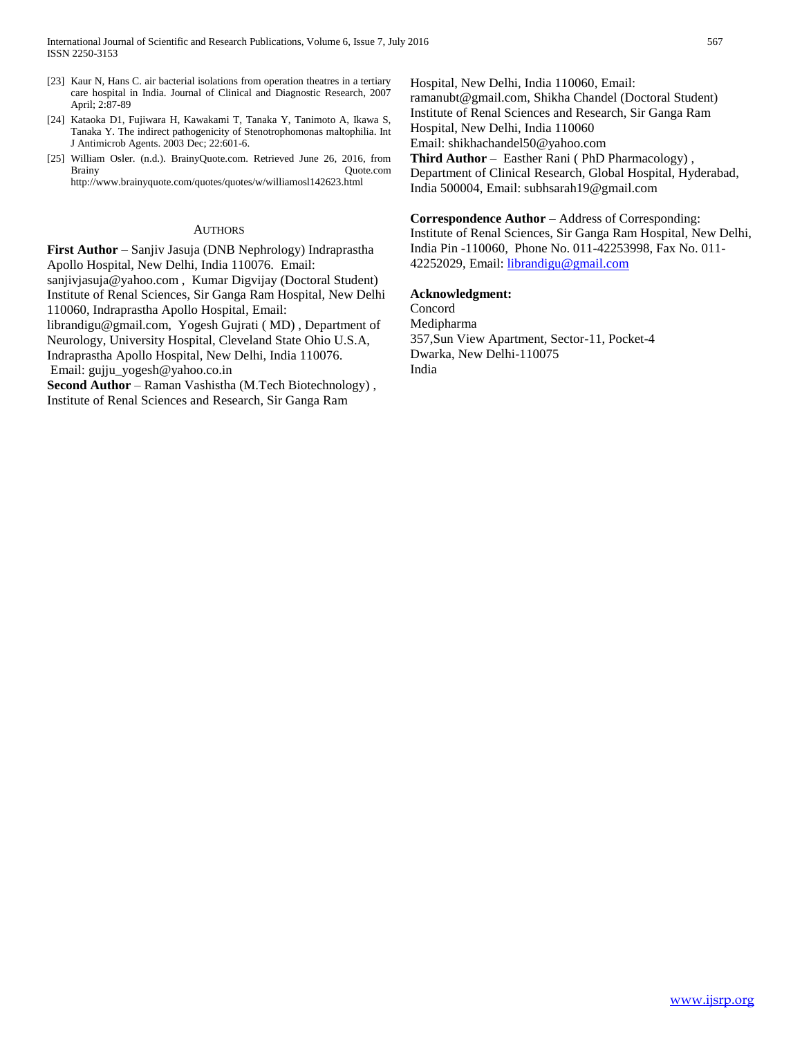[23] Kaur N, Hans C. air bacterial isolations from operation theatres in a tertiary care hospital in India. Journal of Clinical and Diagnostic Research, 2007 April; 2:87-89

[24] Kataoka D1, Fujiwara H, Kawakami T, Tanaka Y, Tanimoto A, Ikawa S, Tanaka Y. The indirect pathogenicity of Stenotrophomonas maltophilia. Int J Antimicrob Agents. 2003 Dec; 22:601-6.

[25] William Osler. (n.d.). BrainyQuote.com. Retrieved June 26, 2016, from Brainy Quote.com http://www.brainyquote.com/quotes/quotes/w/williamosl142623.html

## AUTHORS

**First Author** – Sanjiv Jasuja (DNB Nephrology) Indraprastha Apollo Hospital, New Delhi, India 110076. Email: sanjivjasuja@yahoo.com , Kumar Digvijay (Doctoral Student) Institute of Renal Sciences, Sir Ganga Ram Hospital, New Delhi 110060, Indraprastha Apollo Hospital, Email: librandigu@gmail.com, Yogesh Gujrati ( MD) , Department of Neurology, University Hospital, Cleveland State Ohio U.S.A, Indraprastha Apollo Hospital, New Delhi, India 110076. Email: gujju_yogesh@yahoo.co.in

**Second Author** – Raman Vashistha (M.Tech Biotechnology) , Institute of Renal Sciences and Research, Sir Ganga Ram Hospital, New Delhi, India 110060, Email: ramanubt@gmail.com, Shikha Chandel (Doctoral Student) Institute of Renal Sciences and Research, Sir Ganga Ram Hospital, New Delhi, India 110060 Email: shikhachandel50@yahoo.com

**Third Author** – Easther Rani ( PhD Pharmacology) , Department of Clinical Research, Global Hospital, Hyderabad, India 500004, Email: subhsarah19@gmail.com

**Correspondence Author** – Address of Corresponding: Institute of Renal Sciences, Sir Ganga Ram Hospital, New Delhi, India Pin -110060, Phone No. 011-42253998, Fax No. 011-42252029, Email: librandigu@gmail.com

**Acknowledgment:**

Concord
Medipharma
357,Sun View Apartment, Sector-11, Pocket-4
Dwarka, New Delhi-110075
India